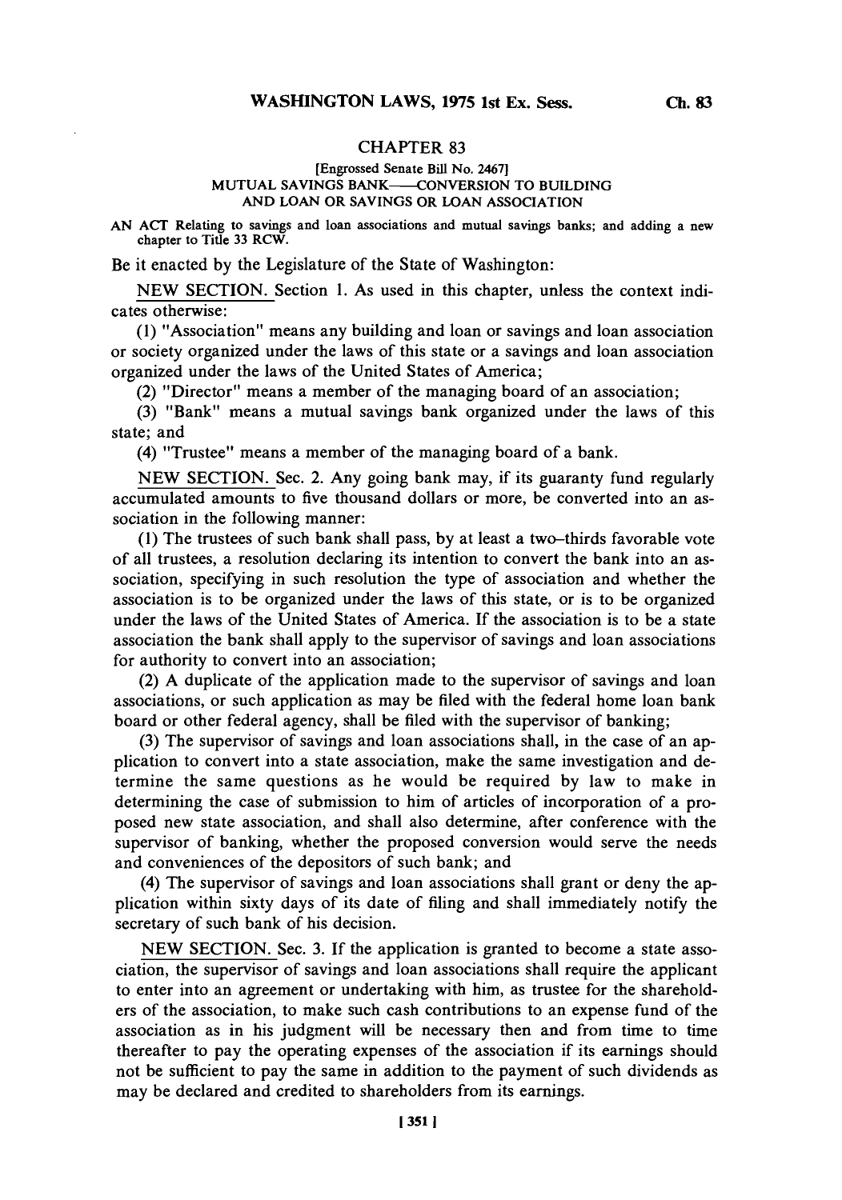## CHAPTER 83

[Engrossed Senate Bill No. 2467]
MUTUAL SAVINGS BANK——CONVERSION TO BUILDING AND LOAN OR SAVINGS OR LOAN ASSOCIATION

AN ACT Relating to savings and loan associations and mutual savings banks; and adding a new chapter to Title 33 RCW.

Be it enacted by the Legislature of the State of Washington:

NEW SECTION. Section 1. As used in this chapter, unless the context indicates otherwise:

(1) "Association" means any building and loan or savings and loan association or society organized under the laws of this state or a savings and loan association organized under the laws of the United States of America;

(2) "Director" means a member of the managing board of an association;

(3) "Bank" means a mutual savings bank organized under the laws of this state; and

(4) "Trustee" means a member of the managing board of a bank.

NEW SECTION. Sec. 2. Any going bank may, if its guaranty fund regularly accumulated amounts to five thousand dollars or more, be converted into an association in the following manner:

(1) The trustees of such bank shall pass, by at least a two–thirds favorable vote of all trustees, a resolution declaring its intention to convert the bank into an association, specifying in such resolution the type of association and whether the association is to be organized under the laws of this state, or is to be organized under the laws of the United States of America. If the association is to be a state association the bank shall apply to the supervisor of savings and loan associations for authority to convert into an association;

(2) A duplicate of the application made to the supervisor of savings and loan associations, or such application as may be filed with the federal home loan bank board or other federal agency, shall be filed with the supervisor of banking;

(3) The supervisor of savings and loan associations shall, in the case of an application to convert into a state association, make the same investigation and determine the same questions as he would be required by law to make in determining the case of submission to him of articles of incorporation of a proposed new state association, and shall also determine, after conference with the supervisor of banking, whether the proposed conversion would serve the needs and conveniences of the depositors of such bank; and

(4) The supervisor of savings and loan associations shall grant or deny the application within sixty days of its date of filing and shall immediately notify the secretary of such bank of his decision.

NEW SECTION. Sec. 3. If the application is granted to become a state association, the supervisor of savings and loan associations shall require the applicant to enter into an agreement or undertaking with him, as trustee for the shareholders of the association, to make such cash contributions to an expense fund of the association as in his judgment will be necessary then and from time to time thereafter to pay the operating expenses of the association if its earnings should not be sufficient to pay the same in addition to the payment of such dividends as may be declared and credited to shareholders from its earnings.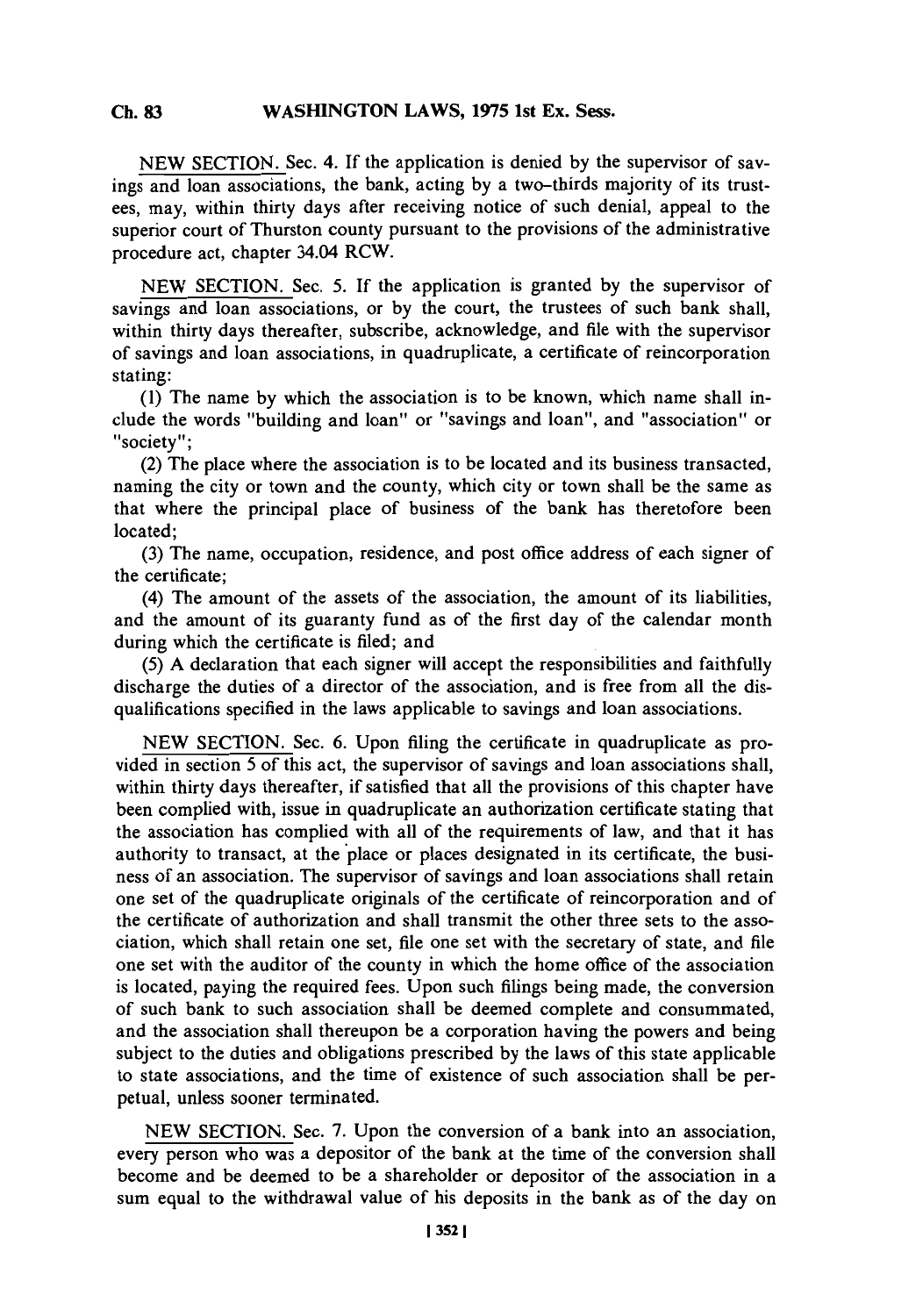NEW SECTION. Sec. 4. If the application is denied by the supervisor of savings and loan associations, the bank, acting by a two-thirds majority of its trustees, may, within thirty days after receiving notice of such denial, appeal to the superior court of Thurston county pursuant to the provisions of the administrative procedure act, chapter 34.04 RCW.

NEW SECTION. Sec. 5. If the application is granted by the supervisor of savings and loan associations, or by the court, the trustees of such bank shall, within thirty days thereafter, subscribe, acknowledge, and file with the supervisor of savings and loan associations, in quadruplicate, a certificate of reincorporation stating:

(1) The name by which the association is to be known, which name shall include the words "building and loan" or "savings and loan", and "association" or "society";

(2) The place where the association is to be located and its business transacted, naming the city or town and the county, which city or town shall be the same as that where the principal place of business of the bank has theretofore been located;

(3) The name, occupation, residence, and post office address of each signer of the certificate;

(4) The amount of the assets of the association, the amount of its liabilities, and the amount of its guaranty fund as of the first day of the calendar month during which the certificate is filed; and

(5) A declaration that each signer will accept the responsibilities and faithfully discharge the duties of a director of the association, and is free from all the disqualifications specified in the laws applicable to savings and loan associations.

NEW SECTION. Sec. 6. Upon filing the certificate in quadruplicate as provided in section 5 of this act, the supervisor of savings and loan associations shall, within thirty days thereafter, if satisfied that all the provisions of this chapter have been complied with, issue in quadruplicate an authorization certificate stating that the association has complied with all of the requirements of law, and that it has authority to transact, at the place or places designated in its certificate, the business of an association. The supervisor of savings and loan associations shall retain one set of the quadruplicate originals of the certificate of reincorporation and of the certificate of authorization and shall transmit the other three sets to the association, which shall retain one set, file one set with the secretary of state, and file one set with the auditor of the county in which the home office of the association is located, paying the required fees. Upon such filings being made, the conversion of such bank to such association shall be deemed complete and consummated, and the association shall thereupon be a corporation having the powers and being subject to the duties and obligations prescribed by the laws of this state applicable to state associations, and the time of existence of such association shall be perpetual, unless sooner terminated.

NEW SECTION. Sec. 7. Upon the conversion of a bank into an association, every person who was a depositor of the bank at the time of the conversion shall become and be deemed to be a shareholder or depositor of the association in a sum equal to the withdrawal value of his deposits in the bank as of the day on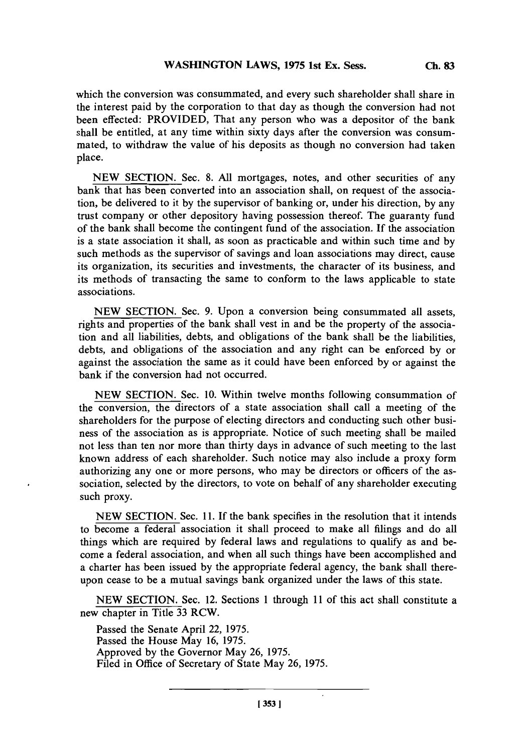which the conversion was consummated, and every such shareholder shall share in the interest paid by the corporation to that day as though the conversion had not been effected: PROVIDED, That any person who was a depositor of the bank shall be entitled, at any time within sixty days after the conversion was consummated, to withdraw the value of his deposits as though no conversion had taken place.

NEW SECTION. Sec. 8. All mortgages, notes, and other securities of any bank that has been converted into an association shall, on request of the association, be delivered to it by the supervisor of banking or, under his direction, by any trust company or other depository having possession thereof. The guaranty fund of the bank shall become the contingent fund of the association. If the association is a state association it shall, as soon as practicable and within such time and by such methods as the supervisor of savings and loan associations may direct, cause its organization, its securities and investments, the character of its business, and its methods of transacting the same to conform to the laws applicable to state associations.

NEW SECTION. Sec. 9. Upon a conversion being consummated all assets, rights and properties of the bank shall vest in and be the property of the association and all liabilities, debts, and obligations of the bank shall be the liabilities, debts, and obligations of the association and any right can be enforced by or against the association the same as it could have been enforced by or against the bank if the conversion had not occurred.

NEW SECTION. Sec. 10. Within twelve months following consummation of the conversion, the directors of a state association shall call a meeting of the shareholders for the purpose of electing directors and conducting such other business of the association as is appropriate. Notice of such meeting shall be mailed not less than ten nor more than thirty days in advance of such meeting to the last known address of each shareholder. Such notice may also include a proxy form authorizing any one or more persons, who may be directors or officers of the association, selected by the directors, to vote on behalf of any shareholder executing such proxy.

NEW SECTION. Sec. 11. If the bank specifies in the resolution that it intends to become a federal association it shall proceed to make all filings and do all things which are required by federal laws and regulations to qualify as and become a federal association, and when all such things have been accomplished and a charter has been issued by the appropriate federal agency, the bank shall thereupon cease to be a mutual savings bank organized under the laws of this state.

NEW SECTION. Sec. 12. Sections 1 through 11 of this act shall constitute a new chapter in Title 33 RCW.

Passed the Senate April 22, 1975.
Passed the House May 16, 1975.
Approved by the Governor May 26, 1975.
Filed in Office of Secretary of State May 26, 1975.